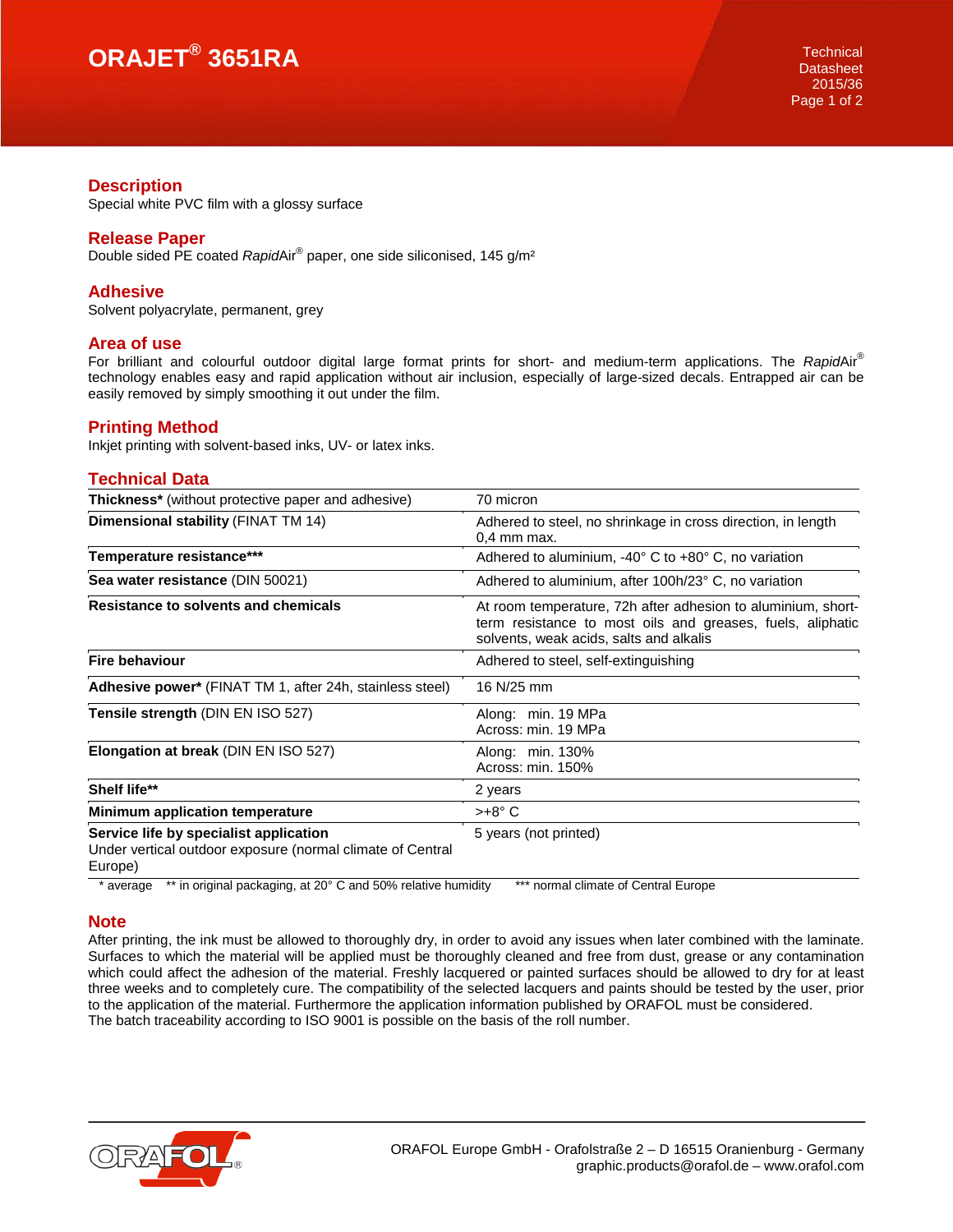# ORAJET® 3651RA

## Description
Special white PVC film with a glossy surface

## Release Paper
Double sided PE coated *Rapid*Air® paper, one side siliconised, 145 g/m²

## Adhesive
Solvent polyacrylate, permanent, grey

## Area of use
For brilliant and colourful outdoor digital large format prints for short- and medium-term applications. The *Rapid*Air® technology enables easy and rapid application without air inclusion, especially of large-sized decals. Entrapped air can be easily removed by simply smoothing it out under the film.

## Printing Method
Inkjet printing with solvent-based inks, UV- or latex inks.

## Technical Data

| | |
|---|---|
| **Thickness*** (without protective paper and adhesive) | 70 micron |
| **Dimensional stability** (FINAT TM 14) | Adhered to steel, no shrinkage in cross direction, in length 0,4 mm max. |
| **Temperature resistance***** | Adhered to aluminium, -40° C to +80° C, no variation |
| **Sea water resistance** (DIN 50021) | Adhered to aluminium, after 100h/23° C, no variation |
| **Resistance to solvents and chemicals** | At room temperature, 72h after adhesion to aluminium, short-term resistance to most oils and greases, fuels, aliphatic solvents, weak acids, salts and alkalis |
| **Fire behaviour** | Adhered to steel, self-extinguishing |
| **Adhesive power*** (FINAT TM 1, after 24h, stainless steel) | 16 N/25 mm |
| **Tensile strength** (DIN EN ISO 527) | Along: min. 19 MPa<br>Across: min. 19 MPa |
| **Elongation at break** (DIN EN ISO 527) | Along: min. 130%<br>Across: min. 150% |
| **Shelf life**** | 2 years |
| **Minimum application temperature** | >+8° C |
| **Service life by specialist application**<br>Under vertical outdoor exposure (normal climate of Central Europe) | 5 years (not printed) |

\* average  ** in original packaging, at 20° C and 50% relative humidity  *** normal climate of Central Europe

## Note
After printing, the ink must be allowed to thoroughly dry, in order to avoid any issues when later combined with the laminate. Surfaces to which the material will be applied must be thoroughly cleaned and free from dust, grease or any contamination which could affect the adhesion of the material. Freshly lacquered or painted surfaces should be allowed to dry for at least three weeks and to completely cure. The compatibility of the selected lacquers and paints should be tested by the user, prior to the application of the material. Furthermore the application information published by ORAFOL must be considered.
The batch traceability according to ISO 9001 is possible on the basis of the roll number.

ORAFOL Europe GmbH - Orafolstraße 2 – D 16515 Oranienburg - Germany
graphic.products@orafol.de – www.orafol.com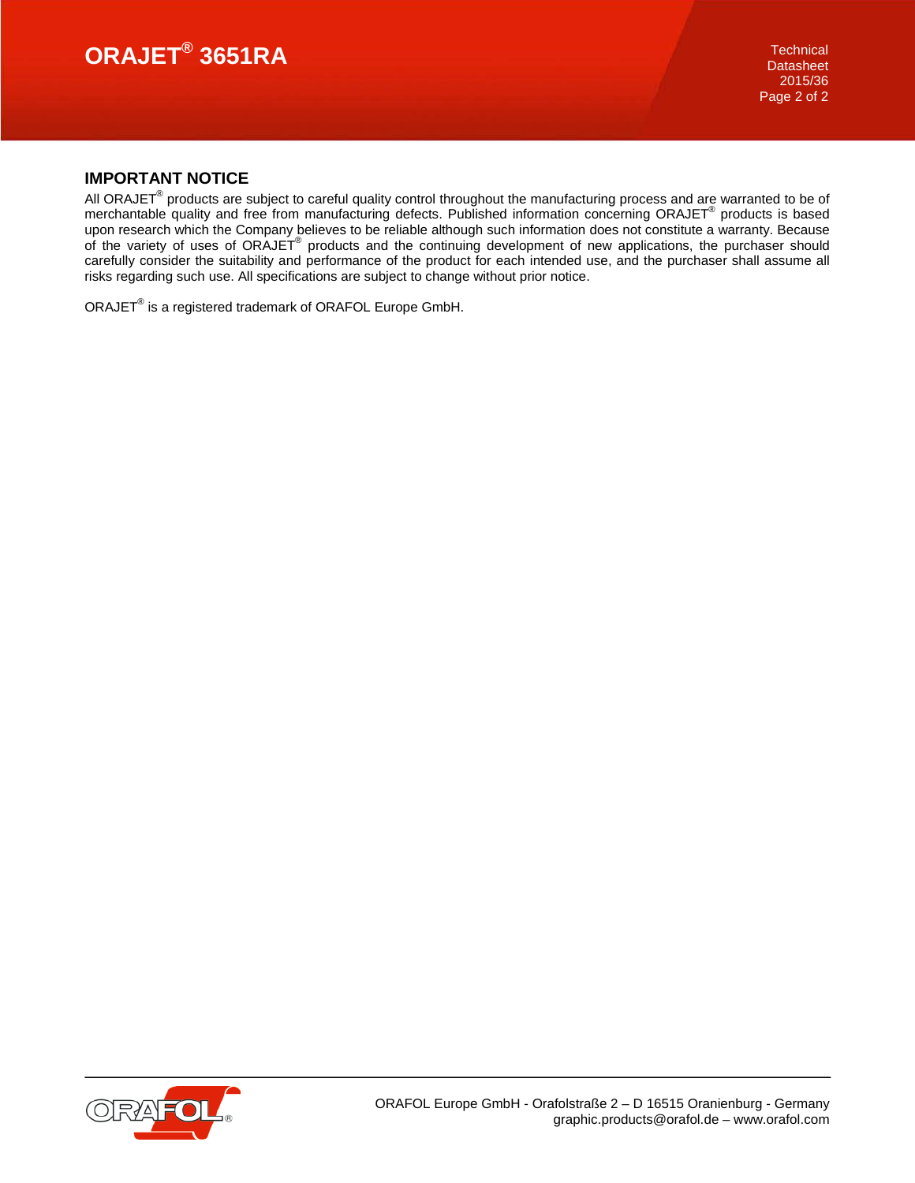## IMPORTANT NOTICE

All ORAJET® products are subject to careful quality control throughout the manufacturing process and are warranted to be of merchantable quality and free from manufacturing defects. Published information concerning ORAJET® products is based upon research which the Company believes to be reliable although such information does not constitute a warranty. Because of the variety of uses of ORAJET® products and the continuing development of new applications, the purchaser should carefully consider the suitability and performance of the product for each intended use, and the purchaser shall assume all risks regarding such use. All specifications are subject to change without prior notice.

ORAJET® is a registered trademark of ORAFOL Europe GmbH.